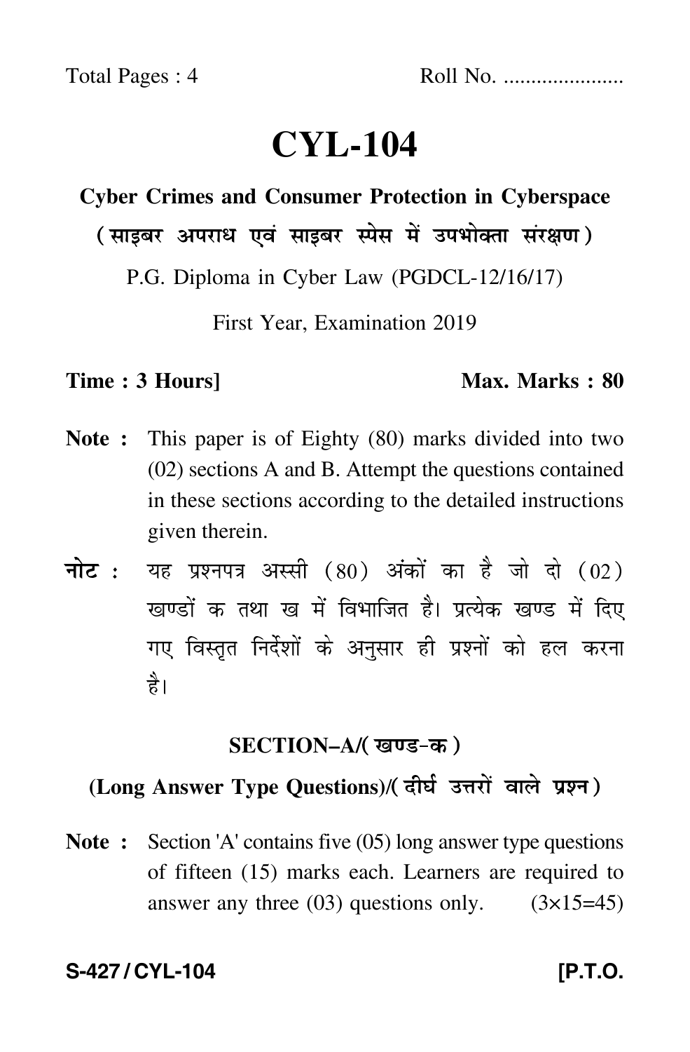Total Pages : 4 Roll No. .....................

# CYL-104

## Cyber Crimes and Consumer Protection in Cyberspace

## (साइबर अपराध एवं साइबर स्पेस में उपभोक्ता संरक्षण)

P.G. Diploma in Cyber Law (PGDCL-12/16/17)

First Year, Examination 2019

**Time : 3 Hours]** **Max. Marks : 80**

**Note :** This paper is of Eighty (80) marks divided into two (02) sections A and B. Attempt the questions contained in these sections according to the detailed instructions given therein.

**नोट :** यह प्रश्नपत्र अस्सी (80) अंकों का है जो दो (02) खण्डों क तथा ख में विभाजित है। प्रत्येक खण्ड में दिए गए विस्तृत निर्देशों के अनुसार ही प्रश्नों को हल करना है।

### SECTION–A/(खण्ड-क)

### (Long Answer Type Questions)/(दीर्घ उत्तरों वाले प्रश्न)

**Note :** Section 'A' contains five (05) long answer type questions of fifteen (15) marks each. Learners are required to answer any three (03) questions only. (3×15=45)

**S-427 / CYL-104** **[P.T.O.**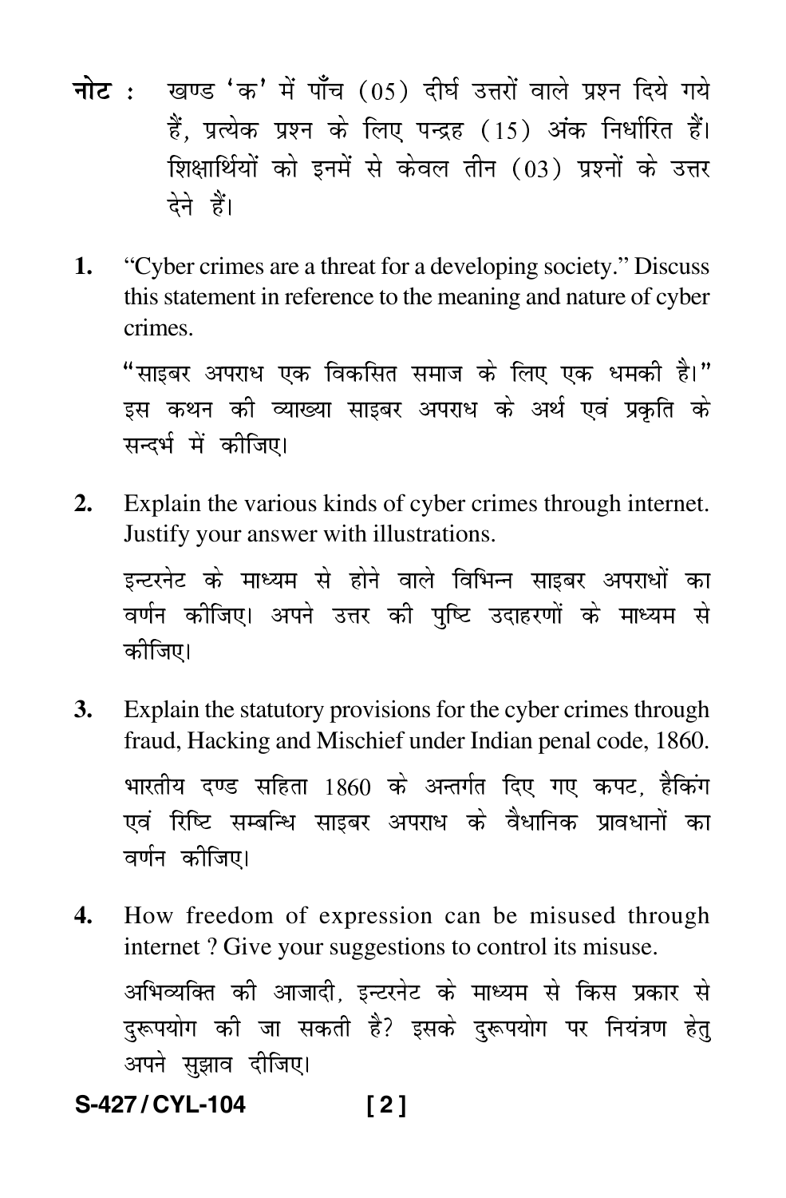**नोट :** खण्ड 'क' में पाँच (05) दीर्घ उत्तरों वाले प्रश्न दिये गये हैं, प्रत्येक प्रश्न के लिए पन्द्रह (15) अंक निर्धारित हैं। शिक्षार्थियों को इनमें से केवल तीन (03) प्रश्नों के उत्तर देने हैं।

**1.** "Cyber crimes are a threat for a developing society." Discuss this statement in reference to the meaning and nature of cyber crimes.

"साइबर अपराध एक विकसित समाज के लिए एक धमकी है।" इस कथन की व्याख्या साइबर अपराध के अर्थ एवं प्रकृति के सन्दर्भ में कीजिए।

**2.** Explain the various kinds of cyber crimes through internet. Justify your answer with illustrations.

इन्टरनेट के माध्यम से होने वाले विभिन्न साइबर अपराधों का वर्णन कीजिए। अपने उत्तर की पुष्टि उदाहरणों के माध्यम से कीजिए।

**3.** Explain the statutory provisions for the cyber crimes through fraud, Hacking and Mischief under Indian penal code, 1860.

भारतीय दण्ड सहिता 1860 के अन्तर्गत दिए गए कपट, हैकिंग एवं रिष्टि सम्बन्धि साइबर अपराध के वैधानिक प्रावधानों का वर्णन कीजिए।

**4.** How freedom of expression can be misused through internet ? Give your suggestions to control its misuse.

अभिव्यक्ति की आजादी, इन्टरनेट के माध्यम से किस प्रकार से दुरूपयोग की जा सकती है? इसके दुरूपयोग पर नियंत्रण हेतु अपने सुझाव दीजिए।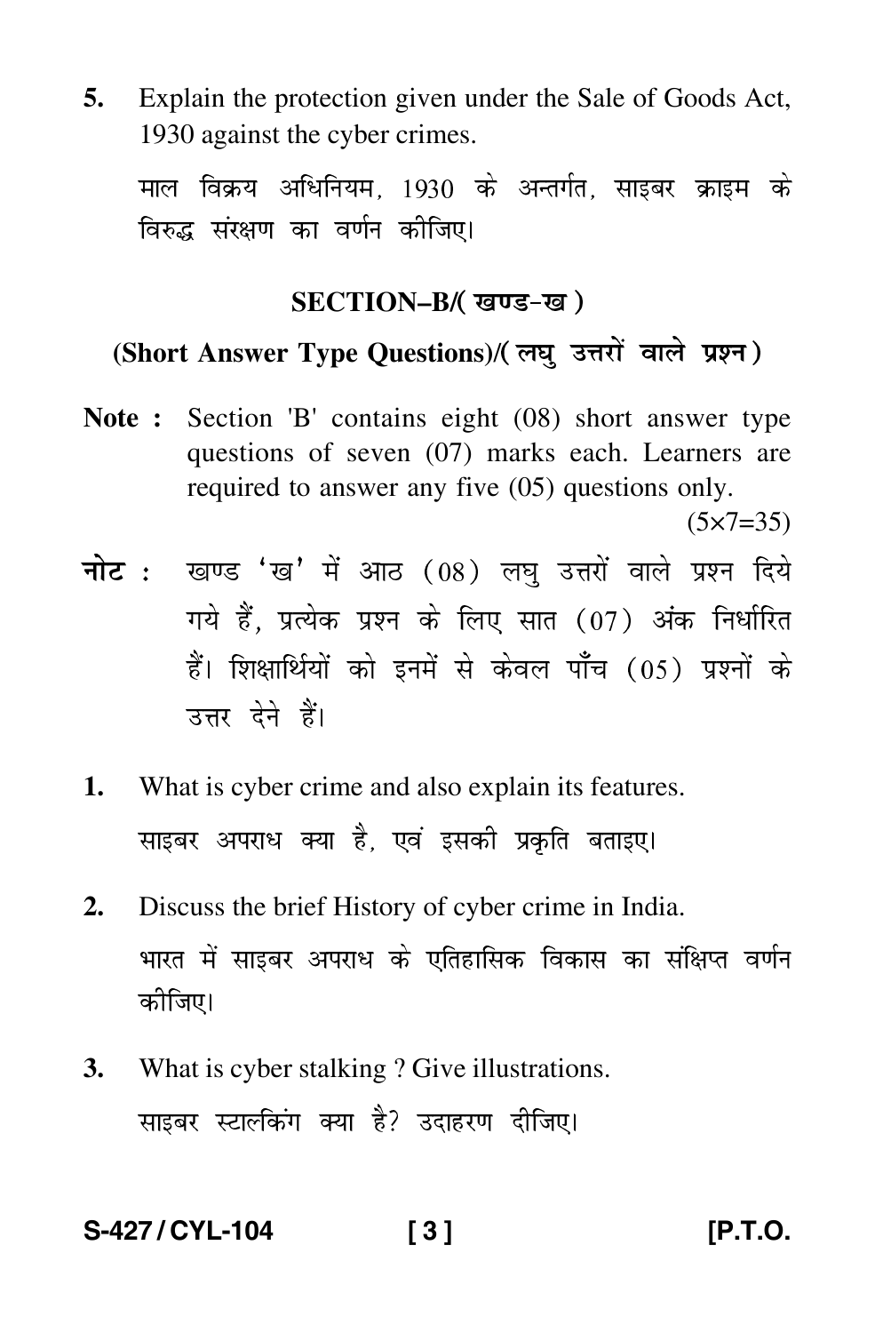5. Explain the protection given under the Sale of Goods Act, 1930 against the cyber crimes.

   माल विक्रय अधिनियम, 1930 के अन्तर्गत, साइबर क्राइम के विरुद्ध संरक्षण का वर्णन कीजिए।

## SECTION–B/( खण्ड-ख )

### (Short Answer Type Questions)/( लघु उत्तरों वाले प्रश्न )

**Note :** Section 'B' contains eight (08) short answer type questions of seven (07) marks each. Learners are required to answer any five (05) questions only.

(5×7=35)

**नोट :** खण्ड 'ख' में आठ (08) लघु उत्तरों वाले प्रश्न दिये गये हैं, प्रत्येक प्रश्न के लिए सात (07) अंक निर्धारित हैं। शिक्षार्थियों को इनमें से केवल पाँच (05) प्रश्नों के उत्तर देने हैं।

1. What is cyber crime and also explain its features.

   साइबर अपराध क्या है, एवं इसकी प्रकृति बताइए।

2. Discuss the brief History of cyber crime in India.

   भारत में साइबर अपराध के एतिहासिक विकास का संक्षिप्त वर्णन कीजिए।

3. What is cyber stalking ? Give illustrations.

   साइबर स्टालकिंग क्या है? उदाहरण दीजिए।

S-427 / CYL-104 [P.T.O.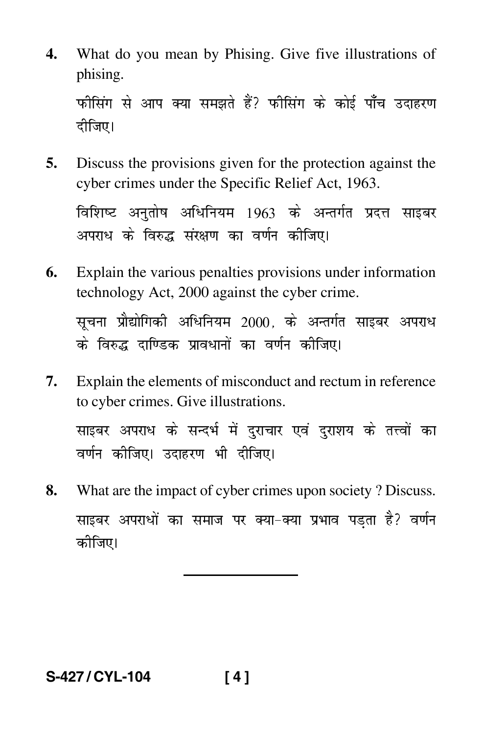4. What do you mean by Phising. Give five illustrations of phising.

   फीसिंग से आप क्या समझते हैं? फीसिंग के कोई पाँच उदाहरण दीजिए।

5. Discuss the provisions given for the protection against the cyber crimes under the Specific Relief Act, 1963.

   विशिष्ट अनुतोष अधिनियम 1963 के अन्तर्गत प्रदत्त साइबर अपराध के विरुद्ध संरक्षण का वर्णन कीजिए।

6. Explain the various penalties provisions under information technology Act, 2000 against the cyber crime.

   सूचना प्रौद्योगिकी अधिनियम 2000, के अन्तर्गत साइबर अपराध के विरुद्ध दाण्डिक प्रावधानों का वर्णन कीजिए।

7. Explain the elements of misconduct and rectum in reference to cyber crimes. Give illustrations.

   साइबर अपराध के सन्दर्भ में दुराचार एवं दुराशय के तत्त्वों का वर्णन कीजिए। उदाहरण भी दीजिए।

8. What are the impact of cyber crimes upon society ? Discuss.

   साइबर अपराधों का समाज पर क्या-क्या प्रभाव पड़ता है? वर्णन कीजिए।

---

S-427 / CYL-104